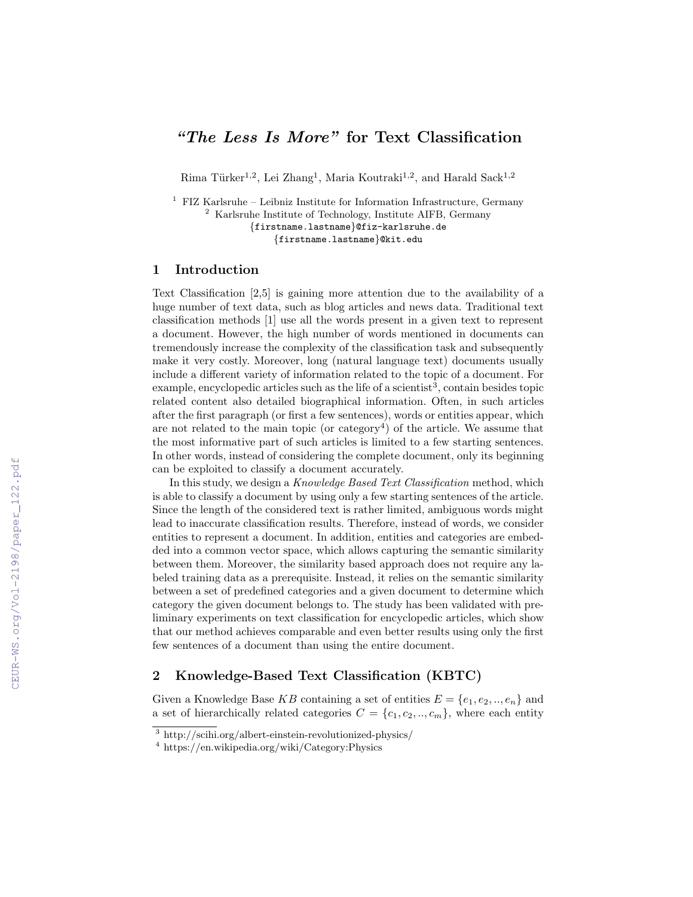# *"The Less Is More"* for Text Classification

Rima Türker[1,2], Lei Zhang[1], Maria Koutraki[1,2], and Harald Sack[1,2]

[1] FIZ Karlsruhe – Leibniz Institute for Information Infrastructure, Germany
[2] Karlsruhe Institute of Technology, Institute AIFB, Germany
{firstname.lastname}@fiz-karlsruhe.de
{firstname.lastname}@kit.edu

## 1 Introduction

Text Classification [2,5] is gaining more attention due to the availability of a huge number of text data, such as blog articles and news data. Traditional text classification methods [1] use all the words present in a given text to represent a document. However, the high number of words mentioned in documents can tremendously increase the complexity of the classification task and subsequently make it very costly. Moreover, long (natural language text) documents usually include a different variety of information related to the topic of a document. For example, encyclopedic articles such as the life of a scientist[3], contain besides topic related content also detailed biographical information. Often, in such articles after the first paragraph (or first a few sentences), words or entities appear, which are not related to the main topic (or category[4]) of the article. We assume that the most informative part of such articles is limited to a few starting sentences. In other words, instead of considering the complete document, only its beginning can be exploited to classify a document accurately.

In this study, we design a *Knowledge Based Text Classification* method, which is able to classify a document by using only a few starting sentences of the article. Since the length of the considered text is rather limited, ambiguous words might lead to inaccurate classification results. Therefore, instead of words, we consider entities to represent a document. In addition, entities and categories are embedded into a common vector space, which allows capturing the semantic similarity between them. Moreover, the similarity based approach does not require any labeled training data as a prerequisite. Instead, it relies on the semantic similarity between a set of predefined categories and a given document to determine which category the given document belongs to. The study has been validated with preliminary experiments on text classification for encyclopedic articles, which show that our method achieves comparable and even better results using only the first few sentences of a document than using the entire document.

## 2 Knowledge-Based Text Classification (KBTC)

Given a Knowledge Base $KB$ containing a set of entities $E = \{e_1, e_2, .., e_n\}$ and a set of hierarchically related categories $C = \{c_1, c_2, .., c_m\}$, where each entity

[3] http://scihi.org/albert-einstein-revolutionized-physics/
[4] https://en.wikipedia.org/wiki/Category:Physics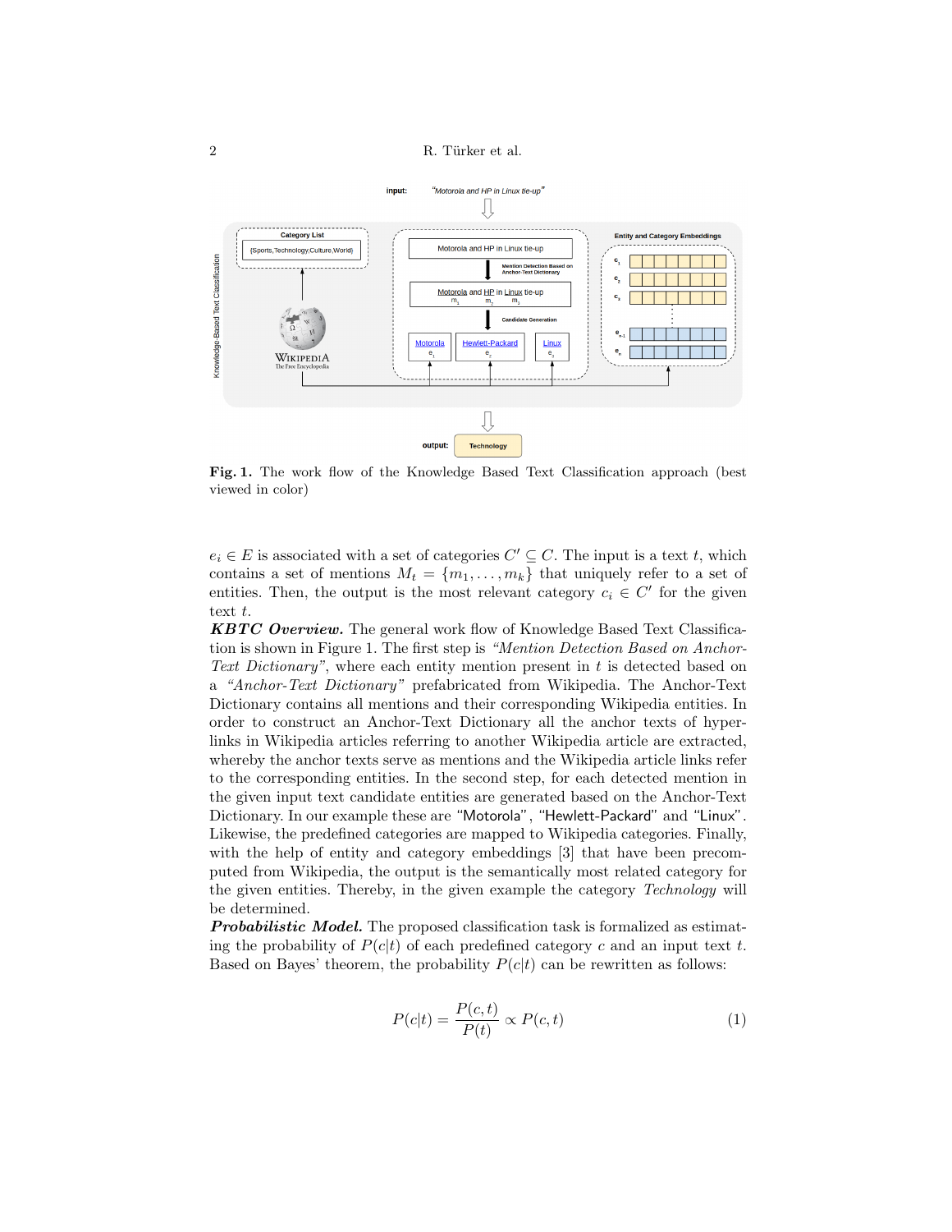Fig. 1. The work flow of the Knowledge Based Text Classification approach (best viewed in color)

$e_i \in E$ is associated with a set of categories $C' \subseteq C$. The input is a text $t$, which contains a set of mentions $M_t = \{m_1, \ldots, m_k\}$ that uniquely refer to a set of entities. Then, the output is the most relevant category $c_i \in C'$ for the given text $t$.

***KBTC Overview.*** The general work flow of Knowledge Based Text Classification is shown in Figure 1. The first step is *"Mention Detection Based on Anchor-Text Dictionary"*, where each entity mention present in $t$ is detected based on a *"Anchor-Text Dictionary"* prefabricated from Wikipedia. The Anchor-Text Dictionary contains all mentions and their corresponding Wikipedia entities. In order to construct an Anchor-Text Dictionary all the anchor texts of hyperlinks in Wikipedia articles referring to another Wikipedia article are extracted, whereby the anchor texts serve as mentions and the Wikipedia article links refer to the corresponding entities. In the second step, for each detected mention in the given input text candidate entities are generated based on the Anchor-Text Dictionary. In our example these are "Motorola", "Hewlett-Packard" and "Linux". Likewise, the predefined categories are mapped to Wikipedia categories. Finally, with the help of entity and category embeddings [3] that have been precomputed from Wikipedia, the output is the semantically most related category for the given entities. Thereby, in the given example the category *Technology* will be determined.

***Probabilistic Model.*** The proposed classification task is formalized as estimating the probability of $P(c|t)$ of each predefined category $c$ and an input text $t$. Based on Bayes' theorem, the probability $P(c|t)$ can be rewritten as follows:

$$P(c|t) = \frac{P(c,t)}{P(t)} \propto P(c,t) \tag{1}$$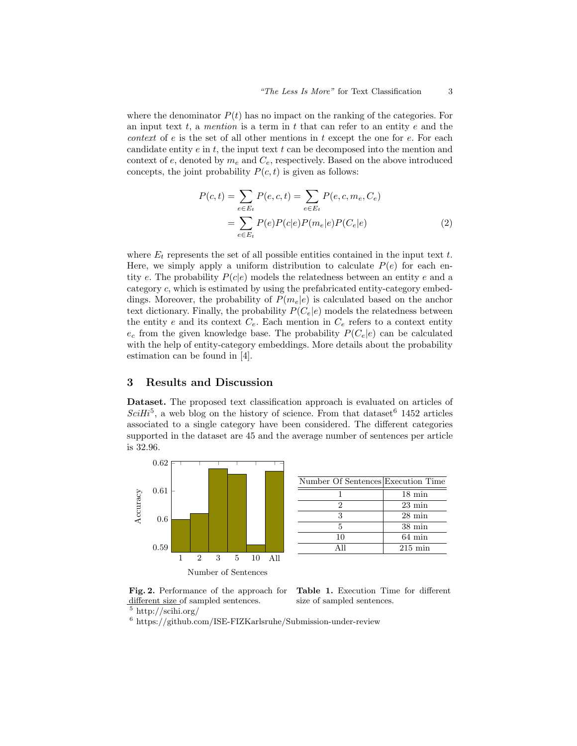where the denominator $P(t)$ has no impact on the ranking of the categories. For an input text $t$, a *mention* is a term in $t$ that can refer to an entity $e$ and the *context* of $e$ is the set of all other mentions in $t$ except the one for $e$. For each candidate entity $e$ in $t$, the input text $t$ can be decomposed into the mention and context of $e$, denoted by $m_e$ and $C_e$, respectively. Based on the above introduced concepts, the joint probability $P(c, t)$ is given as follows:

$$P(c,t) = \sum_{e \in E_t} P(e,c,t) = \sum_{e \in E_t} P(e,c,m_e,C_e)$$
$$= \sum_{e \in E_t} P(e)P(c|e)P(m_e|e)P(C_e|e) \quad (2)$$

where $E_t$ represents the set of all possible entities contained in the input text $t$. Here, we simply apply a uniform distribution to calculate $P(e)$ for each entity $e$. The probability $P(c|e)$ models the relatedness between an entity $e$ and a category $c$, which is estimated by using the prefabricated entity-category embeddings. Moreover, the probability of $P(m_e|e)$ is calculated based on the anchor text dictionary. Finally, the probability $P(C_e|e)$ models the relatedness between the entity $e$ and its context $C_e$. Each mention in $C_e$ refers to a context entity $e_c$ from the given knowledge base. The probability $P(C_e|e)$ can be calculated with the help of entity-category embeddings. More details about the probability estimation can be found in [4].

## 3 Results and Discussion

**Dataset.** The proposed text classification approach is evaluated on articles of *SciHi*[5], a web blog on the history of science. From that dataset[6] 1452 articles associated to a single category have been considered. The different categories supported in the dataset are 45 and the average number of sentences per article is 32.96.

Fig. 2. Performance of the approach for different size of sampled sentences.

| Number Of Sentences | Execution Time |
|---|---|
| 1 | 18 min |
| 2 | 23 min |
| 3 | 28 min |
| 5 | 38 min |
| 10 | 64 min |
| All | 215 min |

**Table 1.** Execution Time for different size of sampled sentences.

[5] http://scihi.org/

[6] https://github.com/ISE-FIZKarlsruhe/Submission-under-review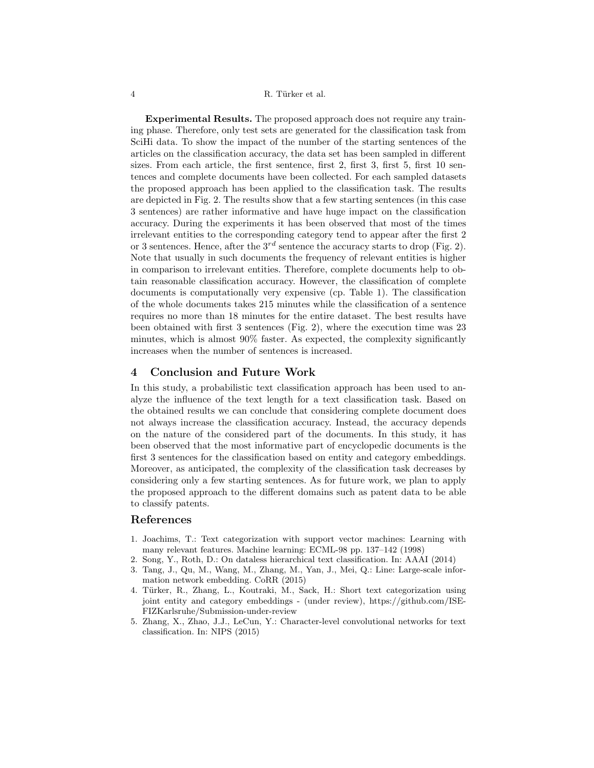**Experimental Results.** The proposed approach does not require any training phase. Therefore, only test sets are generated for the classification task from SciHi data. To show the impact of the number of the starting sentences of the articles on the classification accuracy, the data set has been sampled in different sizes. From each article, the first sentence, first 2, first 3, first 5, first 10 sentences and complete documents have been collected. For each sampled datasets the proposed approach has been applied to the classification task. The results are depicted in Fig. 2. The results show that a few starting sentences (in this case 3 sentences) are rather informative and have huge impact on the classification accuracy. During the experiments it has been observed that most of the times irrelevant entities to the corresponding category tend to appear after the first 2 or 3 sentences. Hence, after the $3^{rd}$ sentence the accuracy starts to drop (Fig. 2). Note that usually in such documents the frequency of relevant entities is higher in comparison to irrelevant entities. Therefore, complete documents help to obtain reasonable classification accuracy. However, the classification of complete documents is computationally very expensive (cp. Table 1). The classification of the whole documents takes 215 minutes while the classification of a sentence requires no more than 18 minutes for the entire dataset. The best results have been obtained with first 3 sentences (Fig. 2), where the execution time was 23 minutes, which is almost 90% faster. As expected, the complexity significantly increases when the number of sentences is increased.

## 4 Conclusion and Future Work

In this study, a probabilistic text classification approach has been used to analyze the influence of the text length for a text classification task. Based on the obtained results we can conclude that considering complete document does not always increase the classification accuracy. Instead, the accuracy depends on the nature of the considered part of the documents. In this study, it has been observed that the most informative part of encyclopedic documents is the first 3 sentences for the classification based on entity and category embeddings. Moreover, as anticipated, the complexity of the classification task decreases by considering only a few starting sentences. As for future work, we plan to apply the proposed approach to the different domains such as patent data to be able to classify patents.

## References

1. Joachims, T.: Text categorization with support vector machines: Learning with many relevant features. Machine learning: ECML-98 pp. 137–142 (1998)
2. Song, Y., Roth, D.: On dataless hierarchical text classification. In: AAAI (2014)
3. Tang, J., Qu, M., Wang, M., Zhang, M., Yan, J., Mei, Q.: Line: Large-scale information network embedding. CoRR (2015)
4. Türker, R., Zhang, L., Koutraki, M., Sack, H.: Short text categorization using joint entity and category embeddings - (under review), https://github.com/ISE-FIZKarlsruhe/Submission-under-review
5. Zhang, X., Zhao, J.J., LeCun, Y.: Character-level convolutional networks for text classification. In: NIPS (2015)